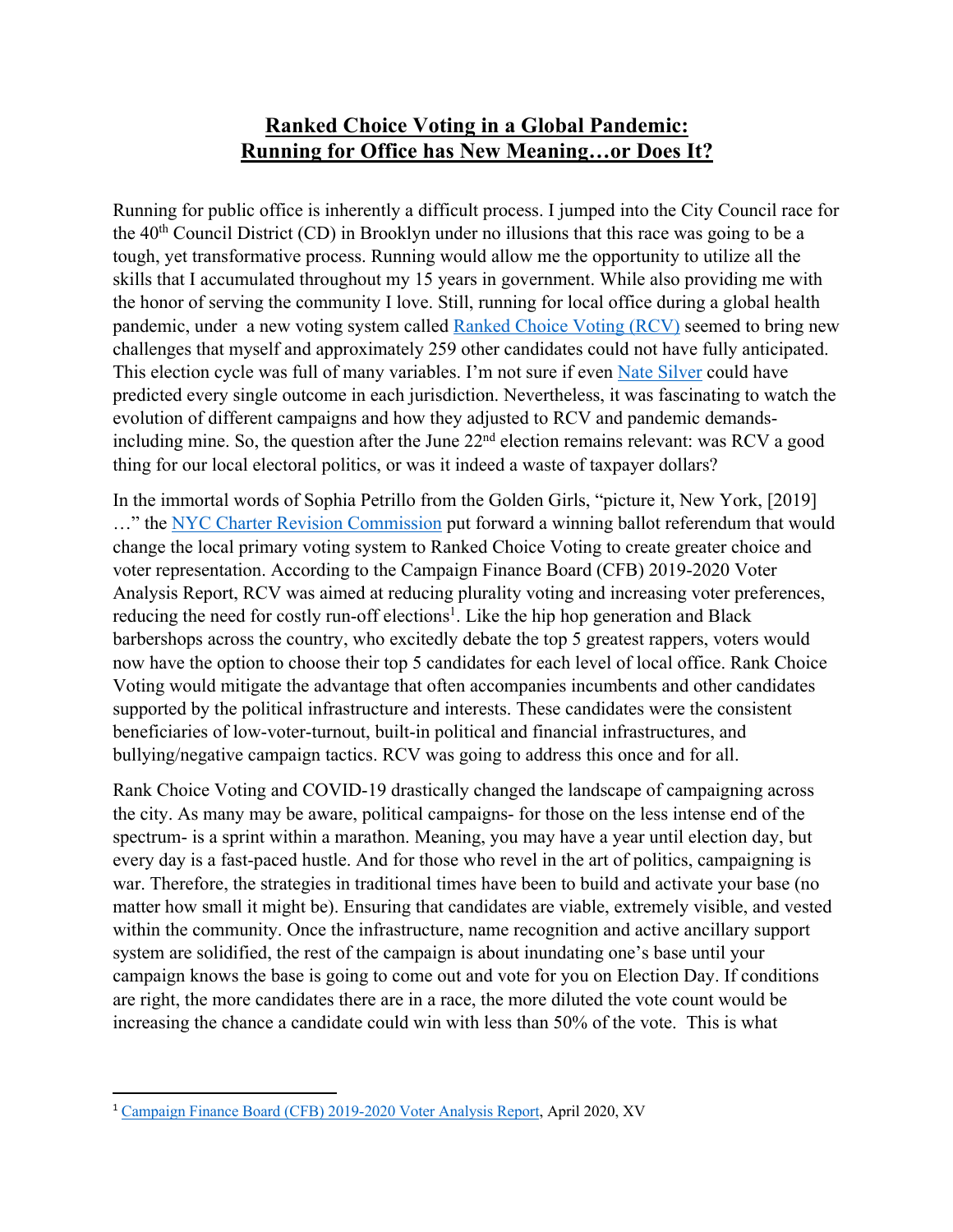# Ranked Choice Voting in a Global Pandemic: Running for Office has New Meaning…or Does It?

Running for public office is inherently a difficult process. I jumped into the City Council race for the 40th Council District (CD) in Brooklyn under no illusions that this race was going to be a tough, yet transformative process. Running would allow me the opportunity to utilize all the skills that I accumulated throughout my 15 years in government. While also providing me with the honor of serving the community I love. Still, running for local office during a global health pandemic, under a new voting system called [Ranked Choice Voting (RCV)](#) seemed to bring new challenges that myself and approximately 259 other candidates could not have fully anticipated. This election cycle was full of many variables. I'm not sure if even [Nate Silver](#) could have predicted every single outcome in each jurisdiction. Nevertheless, it was fascinating to watch the evolution of different campaigns and how they adjusted to RCV and pandemic demands- including mine. So, the question after the June 22nd election remains relevant: was RCV a good thing for our local electoral politics, or was it indeed a waste of taxpayer dollars?

In the immortal words of Sophia Petrillo from the Golden Girls, "picture it, New York, [2019] …" the [NYC Charter Revision Commission](#) put forward a winning ballot referendum that would change the local primary voting system to Ranked Choice Voting to create greater choice and voter representation. According to the Campaign Finance Board (CFB) 2019-2020 Voter Analysis Report, RCV was aimed at reducing plurality voting and increasing voter preferences, reducing the need for costly run-off elections[1]. Like the hip hop generation and Black barbershops across the country, who excitedly debate the top 5 greatest rappers, voters would now have the option to choose their top 5 candidates for each level of local office. Rank Choice Voting would mitigate the advantage that often accompanies incumbents and other candidates supported by the political infrastructure and interests. These candidates were the consistent beneficiaries of low-voter-turnout, built-in political and financial infrastructures, and bullying/negative campaign tactics. RCV was going to address this once and for all.

Rank Choice Voting and COVID-19 drastically changed the landscape of campaigning across the city. As many may be aware, political campaigns- for those on the less intense end of the spectrum- is a sprint within a marathon. Meaning, you may have a year until election day, but every day is a fast-paced hustle. And for those who revel in the art of politics, campaigning is war. Therefore, the strategies in traditional times have been to build and activate your base (no matter how small it might be). Ensuring that candidates are viable, extremely visible, and vested within the community. Once the infrastructure, name recognition and active ancillary support system are solidified, the rest of the campaign is about inundating one's base until your campaign knows the base is going to come out and vote for you on Election Day. If conditions are right, the more candidates there are in a race, the more diluted the vote count would be increasing the chance a candidate could win with less than 50% of the vote. This is what

---

[1] [Campaign Finance Board (CFB) 2019-2020 Voter Analysis Report](#), April 2020, XV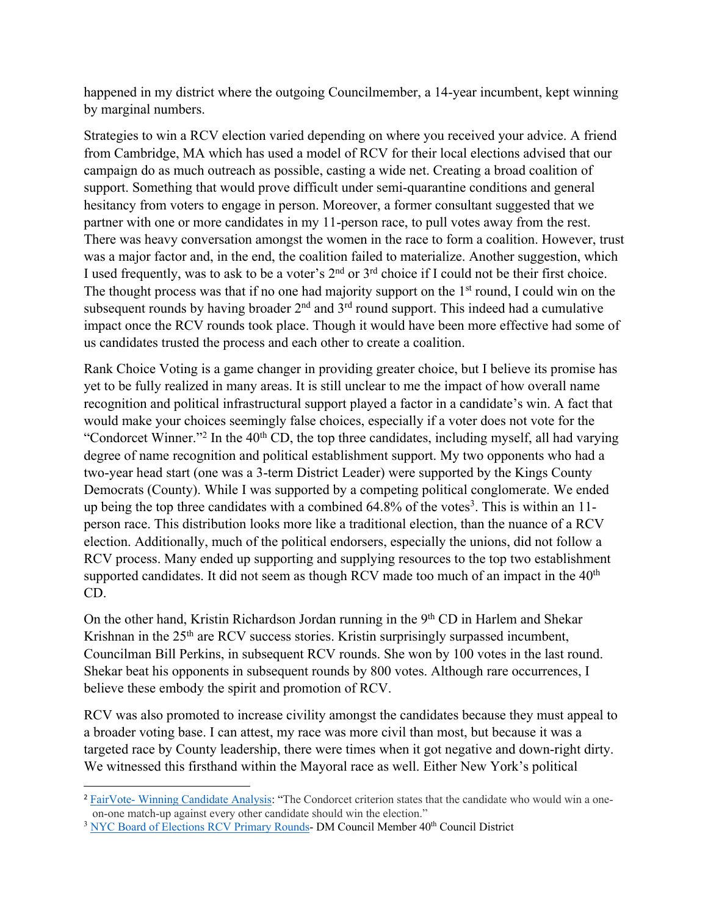happened in my district where the outgoing Councilmember, a 14-year incumbent, kept winning by marginal numbers.

Strategies to win a RCV election varied depending on where you received your advice. A friend from Cambridge, MA which has used a model of RCV for their local elections advised that our campaign do as much outreach as possible, casting a wide net. Creating a broad coalition of support. Something that would prove difficult under semi-quarantine conditions and general hesitancy from voters to engage in person. Moreover, a former consultant suggested that we partner with one or more candidates in my 11-person race, to pull votes away from the rest. There was heavy conversation amongst the women in the race to form a coalition. However, trust was a major factor and, in the end, the coalition failed to materialize. Another suggestion, which I used frequently, was to ask to be a voter's 2nd or 3rd choice if I could not be their first choice. The thought process was that if no one had majority support on the 1st round, I could win on the subsequent rounds by having broader 2nd and 3rd round support. This indeed had a cumulative impact once the RCV rounds took place. Though it would have been more effective had some of us candidates trusted the process and each other to create a coalition.

Rank Choice Voting is a game changer in providing greater choice, but I believe its promise has yet to be fully realized in many areas. It is still unclear to me the impact of how overall name recognition and political infrastructural support played a factor in a candidate's win. A fact that would make your choices seemingly false choices, especially if a voter does not vote for the "Condorcet Winner."[2] In the 40th CD, the top three candidates, including myself, all had varying degree of name recognition and political establishment support. My two opponents who had a two-year head start (one was a 3-term District Leader) were supported by the Kings County Democrats (County). While I was supported by a competing political conglomerate. We ended up being the top three candidates with a combined 64.8% of the votes[3]. This is within an 11-person race. This distribution looks more like a traditional election, than the nuance of a RCV election. Additionally, much of the political endorsers, especially the unions, did not follow a RCV process. Many ended up supporting and supplying resources to the top two establishment supported candidates. It did not seem as though RCV made too much of an impact in the 40th CD.

On the other hand, Kristin Richardson Jordan running in the 9th CD in Harlem and Shekar Krishnan in the 25th are RCV success stories. Kristin surprisingly surpassed incumbent, Councilman Bill Perkins, in subsequent RCV rounds. She won by 100 votes in the last round. Shekar beat his opponents in subsequent rounds by 800 votes. Although rare occurrences, I believe these embody the spirit and promotion of RCV.

RCV was also promoted to increase civility amongst the candidates because they must appeal to a broader voting base. I can attest, my race was more civil than most, but because it was a targeted race by County leadership, there were times when it got negative and down-right dirty. We witnessed this firsthand within the Mayoral race as well. Either New York's political

---

[2] FairVote- Winning Candidate Analysis: "The Condorcet criterion states that the candidate who would win a one-on-one match-up against every other candidate should win the election."

[3] NYC Board of Elections RCV Primary Rounds- DM Council Member 40th Council District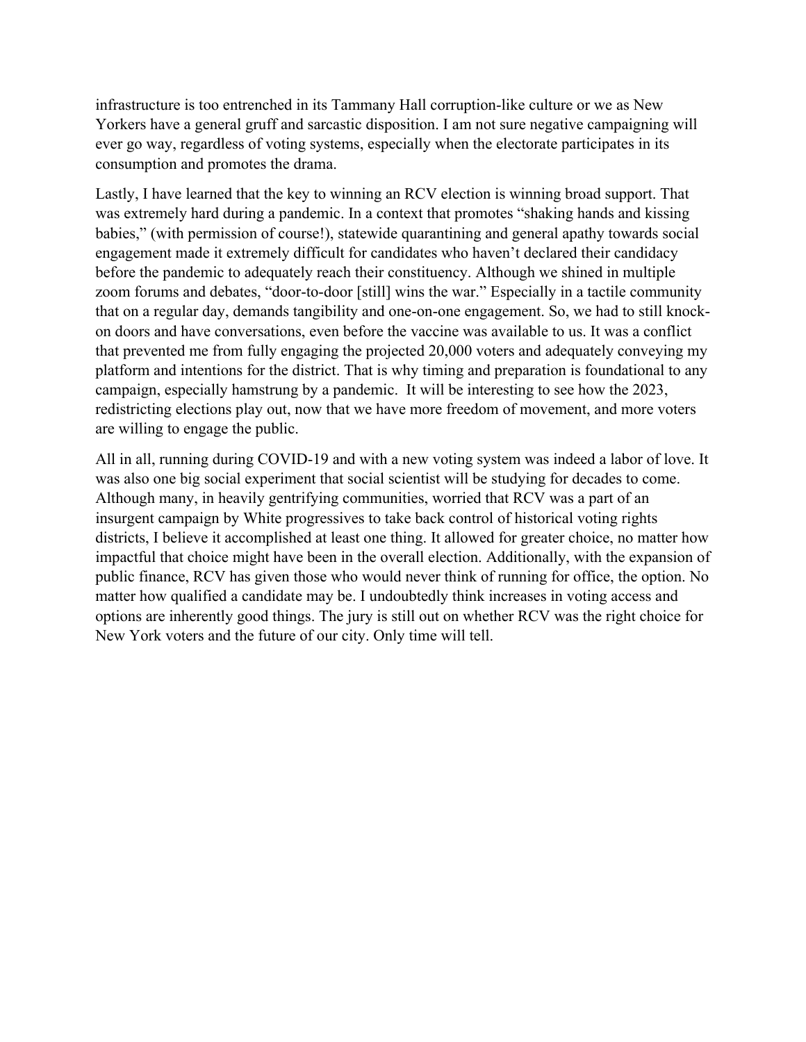infrastructure is too entrenched in its Tammany Hall corruption-like culture or we as New Yorkers have a general gruff and sarcastic disposition. I am not sure negative campaigning will ever go way, regardless of voting systems, especially when the electorate participates in its consumption and promotes the drama.

Lastly, I have learned that the key to winning an RCV election is winning broad support. That was extremely hard during a pandemic. In a context that promotes "shaking hands and kissing babies," (with permission of course!), statewide quarantining and general apathy towards social engagement made it extremely difficult for candidates who haven't declared their candidacy before the pandemic to adequately reach their constituency. Although we shined in multiple zoom forums and debates, "door-to-door [still] wins the war." Especially in a tactile community that on a regular day, demands tangibility and one-on-one engagement. So, we had to still knock-on doors and have conversations, even before the vaccine was available to us. It was a conflict that prevented me from fully engaging the projected 20,000 voters and adequately conveying my platform and intentions for the district. That is why timing and preparation is foundational to any campaign, especially hamstrung by a pandemic. It will be interesting to see how the 2023, redistricting elections play out, now that we have more freedom of movement, and more voters are willing to engage the public.

All in all, running during COVID-19 and with a new voting system was indeed a labor of love. It was also one big social experiment that social scientist will be studying for decades to come. Although many, in heavily gentrifying communities, worried that RCV was a part of an insurgent campaign by White progressives to take back control of historical voting rights districts, I believe it accomplished at least one thing. It allowed for greater choice, no matter how impactful that choice might have been in the overall election. Additionally, with the expansion of public finance, RCV has given those who would never think of running for office, the option. No matter how qualified a candidate may be. I undoubtedly think increases in voting access and options are inherently good things. The jury is still out on whether RCV was the right choice for New York voters and the future of our city. Only time will tell.